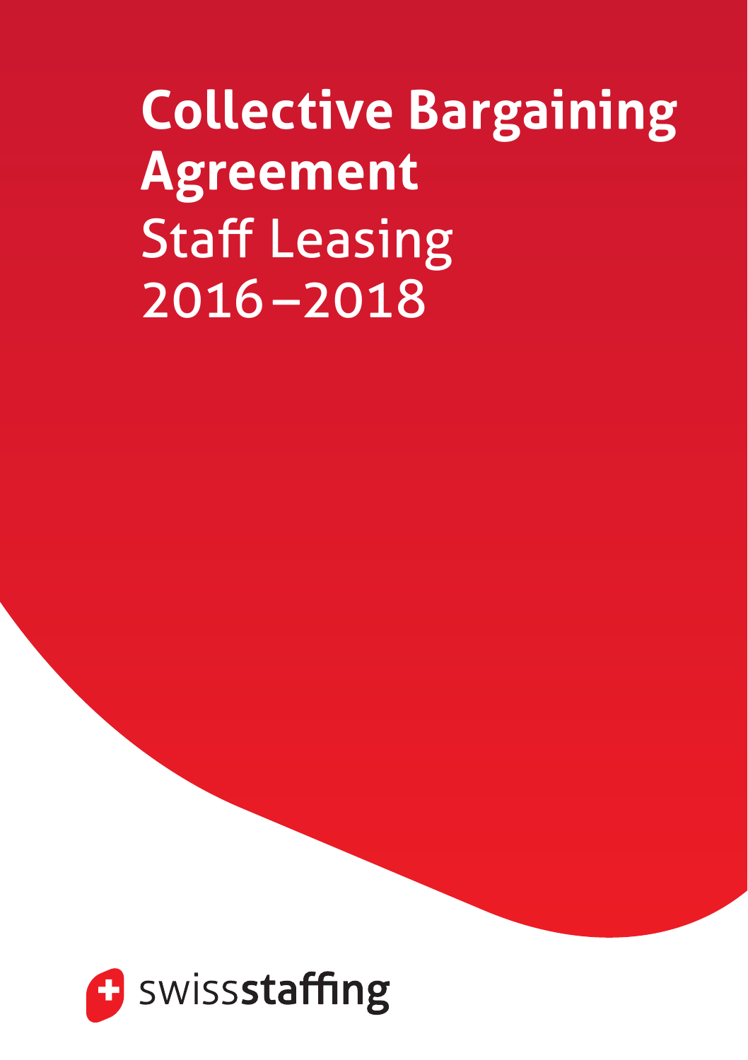# Collective Bargaining Agreement

Staff Leasing

2016–2018

swissstaffing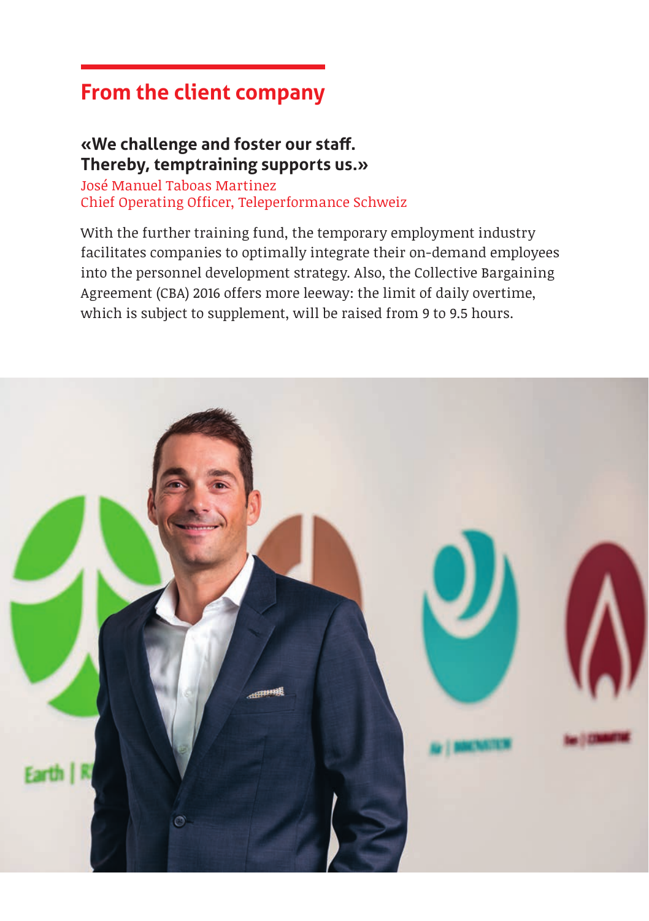## From the client company

**«We challenge and foster our staff. Thereby, temptraining supports us.»**

José Manuel Taboas Martinez
Chief Operating Officer, Teleperformance Schweiz

With the further training fund, the temporary employment industry facilitates companies to optimally integrate their on-demand employees into the personnel development strategy. Also, the Collective Bargaining Agreement (CBA) 2016 offers more leeway: the limit of daily overtime, which is subject to supplement, will be raised from 9 to 9.5 hours.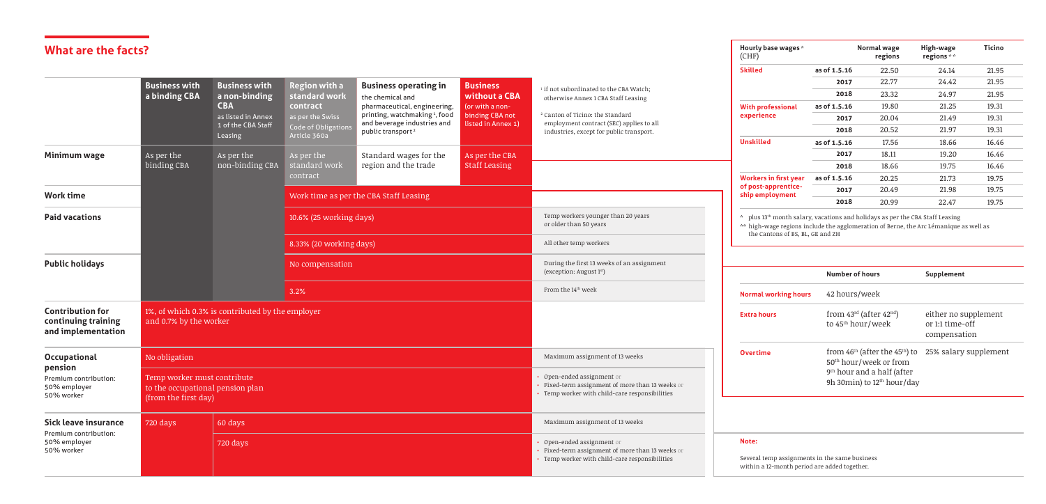## What are the facts?

| | Business with a binding CBA | Business with a non-binding CBA as listed in Annex 1 of the CBA Staff Leasing | Region with a standard work contract as per the Swiss Code of Obligations Article 360a | Business operating in the chemical and pharmaceutical, engineering, printing, watchmaking [1], food and beverage industries and public transport [2] | Business without a CBA (or with a non-binding CBA not listed in Annex 1) | [1] if not subordinated to the CBA Watch; otherwise Annex 1 CBA Staff Leasing<br>[2] Canton of Ticino: the Standard employment contract (SEC) applies to all industries, except for public transport. |
|---|---|---|---|---|---|---|
| **Minimum wage** | As per the binding CBA | As per the non-binding CBA | As per the standard work contract | Standard wages for the region and the trade | As per the CBA Staff Leasing | |
| **Work time** | | | Work time as per the CBA Staff Leasing | | | |
| **Paid vacations** | | | 10.6% (25 working days) | | | Temp workers younger than 20 years or older than 50 years |
| | | | 8.33% (20 working days) | | | All other temp workers |
| **Public holidays** | | | No compensation | | | During the first 13 weeks of an assignment (exception: August 1st) |
| | | | 3.2% | | | From the 14th week |
| **Contribution for continuing training and implementation** | 1%, of which 0.3% is contributed by the employer and 0.7% by the worker | | | | | |
| **Occupational pension** Premium contribution: 50% employer 50% worker | No obligation | | | | | Maximum assignment of 13 weeks |
| | Temp worker must contribute to the occupational pension plan (from the first day) | | | | | • Open-ended assignment or<br>• Fixed-term assignment of more than 13 weeks or<br>• Temp worker with child-care responsibilities |
| **Sick leave insurance** Premium contribution: 50% employer 50% worker | 720 days | 60 days | | | | Maximum assignment of 13 weeks |
| | | 720 days | | | | • Open-ended assignment or<br>• Fixed-term assignment of more than 13 weeks or<br>• Temp worker with child-care responsibilities |

| Hourly base wages * (CHF) | | Normal wage regions | High-wage regions ** | Ticino |
|---|---|---|---|---|
| **Skilled** | as of 1.5.16 | 22.50 | 24.14 | 21.95 |
| | 2017 | 22.77 | 24.42 | 21.95 |
| | 2018 | 23.32 | 24.97 | 21.95 |
| **With professional experience** | as of 1.5.16 | 19.80 | 21.25 | 19.31 |
| | 2017 | 20.04 | 21.49 | 19.31 |
| | 2018 | 20.52 | 21.97 | 19.31 |
| **Unskilled** | as of 1.5.16 | 17.56 | 18.66 | 16.46 |
| | 2017 | 18.11 | 19.20 | 16.46 |
| | 2018 | 18.66 | 19.75 | 16.46 |
| **Workers in first year of post-apprenticeship employment** | as of 1.5.16 | 20.25 | 21.73 | 19.75 |
| | 2017 | 20.49 | 21.98 | 19.75 |
| | 2018 | 20.99 | 22.47 | 19.75 |

\* plus 13th month salary, vacations and holidays as per the CBA Staff Leasing
** high-wage regions include the agglomeration of Berne, the Arc Lémanique as well as the Cantons of BS, BL, GE and ZH

| | Number of hours | Supplement |
|---|---|---|
| **Normal working hours** | 42 hours/week | |
| **Extra hours** | from 43rd (after 42nd) to 45th hour/week | either no supplement or 1:1 time-off compensation |
| **Overtime** | from 46th (after the 45th) to 50th hour/week or from 9th hour and a half (after 9h 30min) to 12th hour/day | 25% salary supplement |

**Note:**

Several temp assignments in the same business within a 12-month period are added together.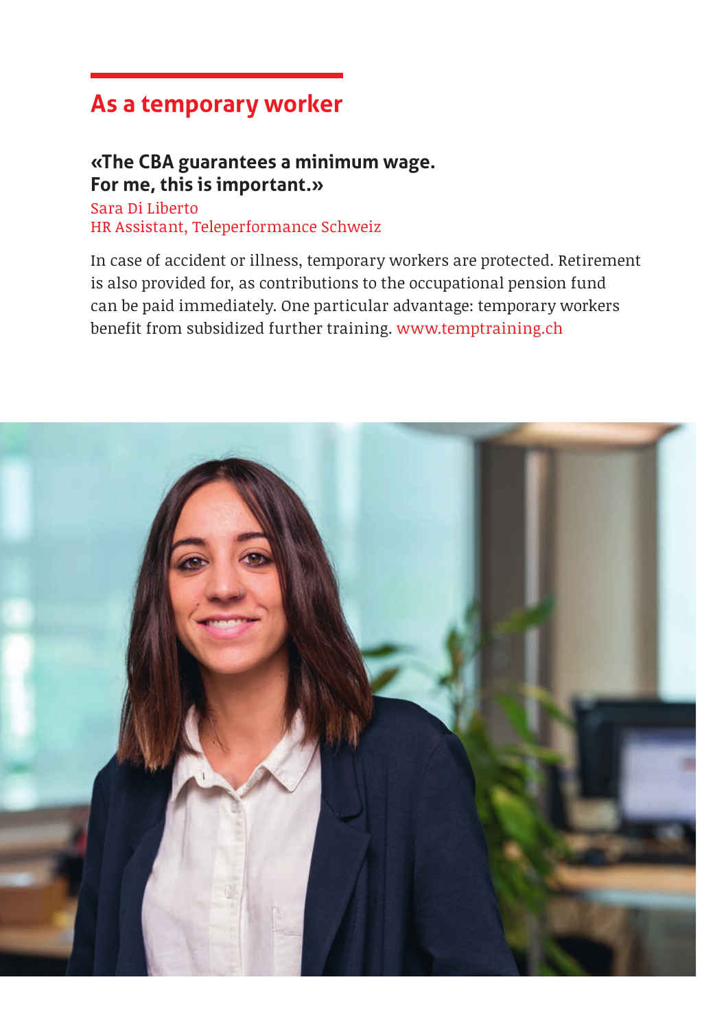## As a temporary worker

**«The CBA guarantees a minimum wage.
For me, this is important.»**

Sara Di Liberto
HR Assistant, Teleperformance Schweiz

In case of accident or illness, temporary workers are protected. Retirement is also provided for, as contributions to the occupational pension fund can be paid immediately. One particular advantage: temporary workers benefit from subsidized further training. www.temptraining.ch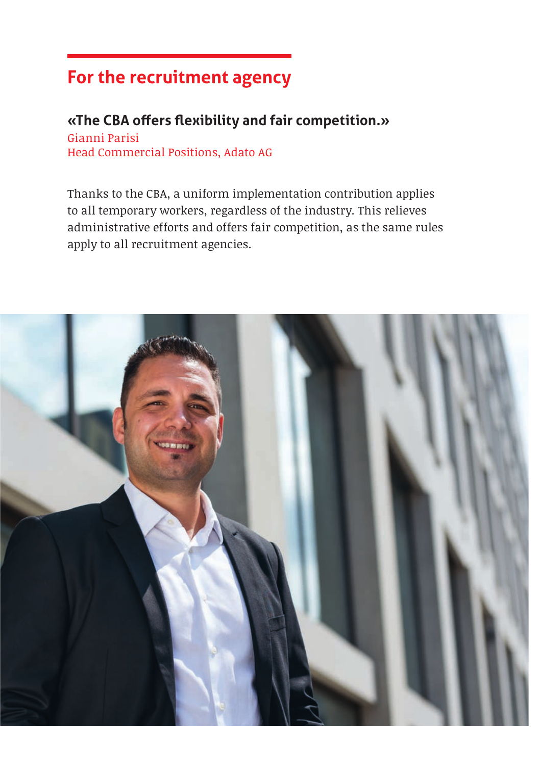## For the recruitment agency

**«The CBA offers flexibility and fair competition.»**

Gianni Parisi
Head Commercial Positions, Adato AG

Thanks to the CBA, a uniform implementation contribution applies to all temporary workers, regardless of the industry. This relieves administrative efforts and offers fair competition, as the same rules apply to all recruitment agencies.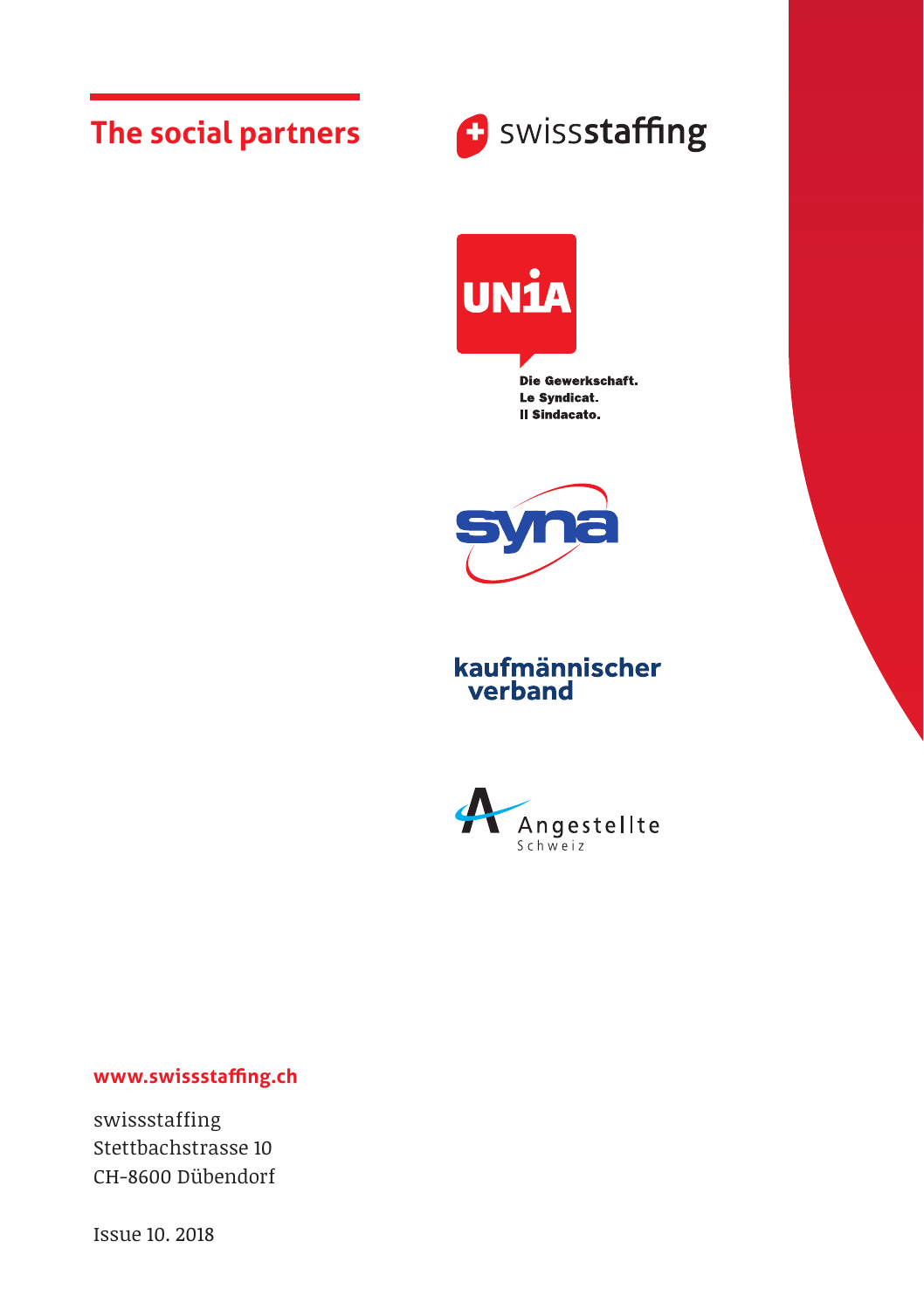## The social partners

swissstaffing

UNIA

Die Gewerkschaft.
Le Syndicat.
Il Sindacato.

syna

kaufmännischer verband

Angestellte Schweiz

**www.swissstaffing.ch**

swissstaffing
Stettbachstrasse 10
CH-8600 Dübendorf

Issue 10. 2018